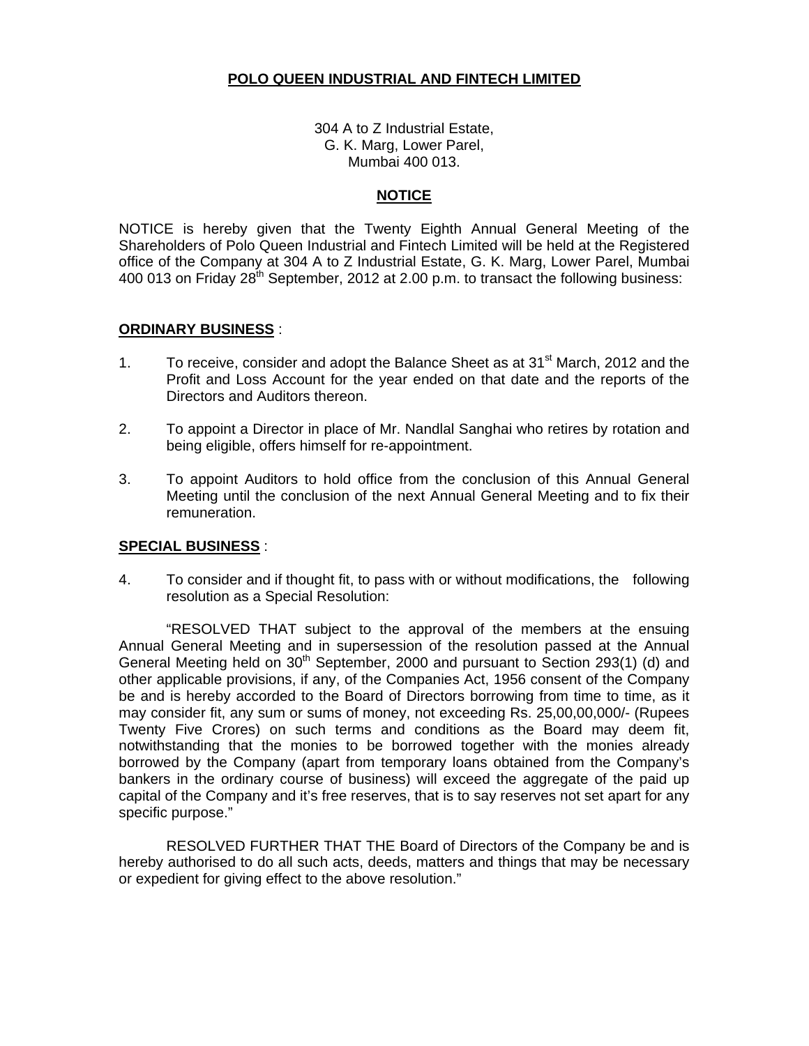# POLO QUEEN INDUSTRIAL AND FINTECH LIMITED

304 A to Z Industrial Estate,
G. K. Marg, Lower Parel,
Mumbai 400 013.

## NOTICE

NOTICE is hereby given that the Twenty Eighth Annual General Meeting of the Shareholders of Polo Queen Industrial and Fintech Limited will be held at the Registered office of the Company at 304 A to Z Industrial Estate, G. K. Marg, Lower Parel, Mumbai 400 013 on Friday 28th September, 2012 at 2.00 p.m. to transact the following business:

**ORDINARY BUSINESS** :

1. To receive, consider and adopt the Balance Sheet as at 31st March, 2012 and the Profit and Loss Account for the year ended on that date and the reports of the Directors and Auditors thereon.

2. To appoint a Director in place of Mr. Nandlal Sanghai who retires by rotation and being eligible, offers himself for re-appointment.

3. To appoint Auditors to hold office from the conclusion of this Annual General Meeting until the conclusion of the next Annual General Meeting and to fix their remuneration.

**SPECIAL BUSINESS** :

4. To consider and if thought fit, to pass with or without modifications, the following resolution as a Special Resolution:

"RESOLVED THAT subject to the approval of the members at the ensuing Annual General Meeting and in supersession of the resolution passed at the Annual General Meeting held on 30th September, 2000 and pursuant to Section 293(1) (d) and other applicable provisions, if any, of the Companies Act, 1956 consent of the Company be and is hereby accorded to the Board of Directors borrowing from time to time, as it may consider fit, any sum or sums of money, not exceeding Rs. 25,00,00,000/- (Rupees Twenty Five Crores) on such terms and conditions as the Board may deem fit, notwithstanding that the monies to be borrowed together with the monies already borrowed by the Company (apart from temporary loans obtained from the Company's bankers in the ordinary course of business) will exceed the aggregate of the paid up capital of the Company and it's free reserves, that is to say reserves not set apart for any specific purpose."

RESOLVED FURTHER THAT THE Board of Directors of the Company be and is hereby authorised to do all such acts, deeds, matters and things that may be necessary or expedient for giving effect to the above resolution."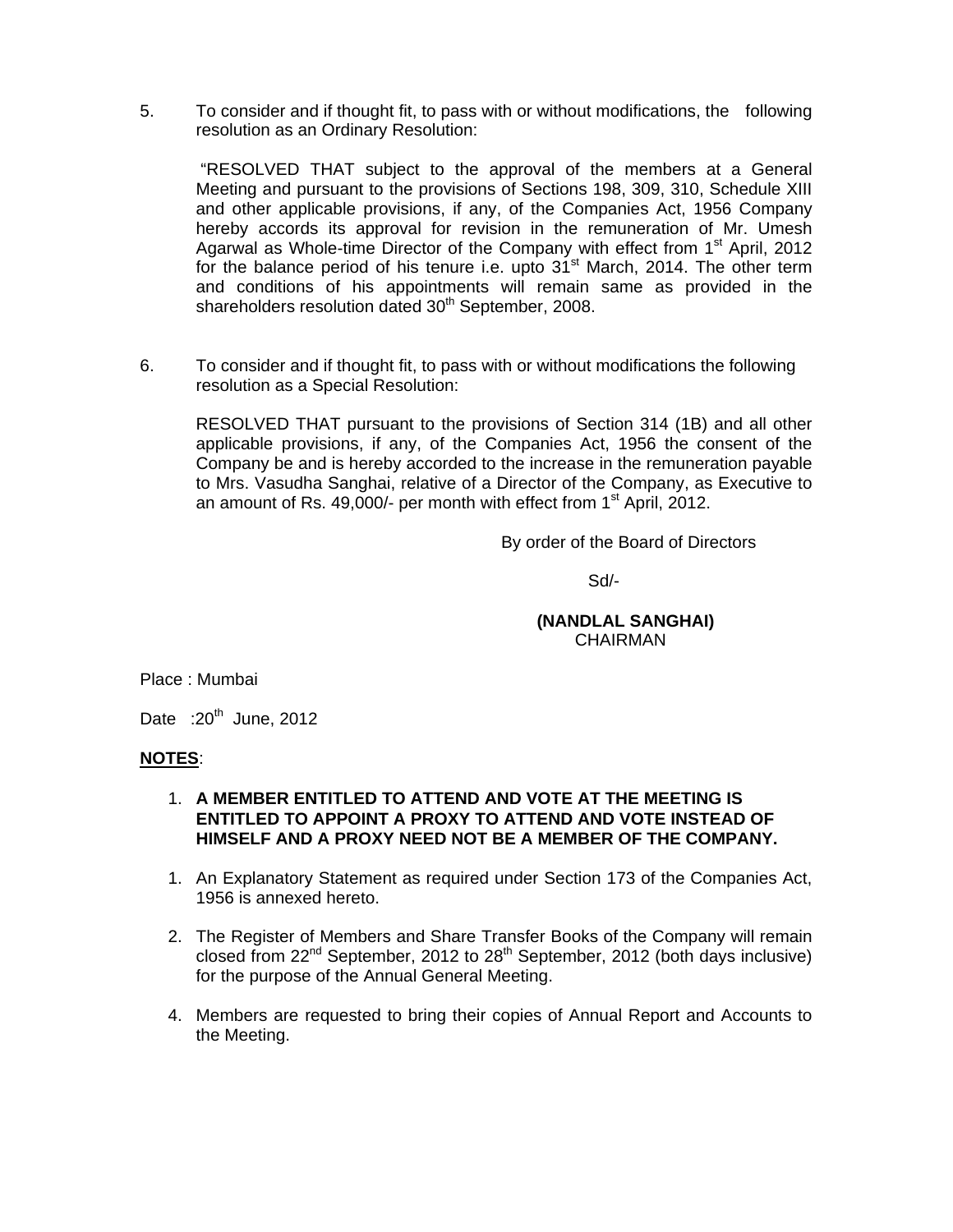5. To consider and if thought fit, to pass with or without modifications, the following resolution as an Ordinary Resolution:

   "RESOLVED THAT subject to the approval of the members at a General Meeting and pursuant to the provisions of Sections 198, 309, 310, Schedule XIII and other applicable provisions, if any, of the Companies Act, 1956 Company hereby accords its approval for revision in the remuneration of Mr. Umesh Agarwal as Whole-time Director of the Company with effect from 1st April, 2012 for the balance period of his tenure i.e. upto 31st March, 2014. The other term and conditions of his appointments will remain same as provided in the shareholders resolution dated 30th September, 2008.

6. To consider and if thought fit, to pass with or without modifications the following resolution as a Special Resolution:

   RESOLVED THAT pursuant to the provisions of Section 314 (1B) and all other applicable provisions, if any, of the Companies Act, 1956 the consent of the Company be and is hereby accorded to the increase in the remuneration payable to Mrs. Vasudha Sanghai, relative of a Director of the Company, as Executive to an amount of Rs. 49,000/- per month with effect from 1st April, 2012.

By order of the Board of Directors

Sd/-

**(NANDLAL SANGHAI)**
CHAIRMAN

Place : Mumbai

Date : 20th June, 2012

**NOTES**:

1. **A MEMBER ENTITLED TO ATTEND AND VOTE AT THE MEETING IS ENTITLED TO APPOINT A PROXY TO ATTEND AND VOTE INSTEAD OF HIMSELF AND A PROXY NEED NOT BE A MEMBER OF THE COMPANY.**

1. An Explanatory Statement as required under Section 173 of the Companies Act, 1956 is annexed hereto.

2. The Register of Members and Share Transfer Books of the Company will remain closed from 22nd September, 2012 to 28th September, 2012 (both days inclusive) for the purpose of the Annual General Meeting.

4. Members are requested to bring their copies of Annual Report and Accounts to the Meeting.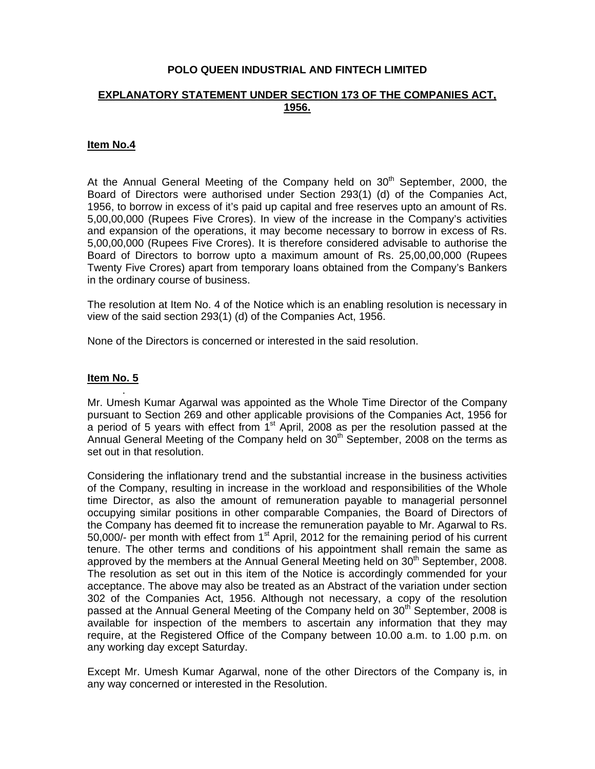**POLO QUEEN INDUSTRIAL AND FINTECH LIMITED**

**EXPLANATORY STATEMENT UNDER SECTION 173 OF THE COMPANIES ACT, 1956.**

**Item No.4**

At the Annual General Meeting of the Company held on 30th September, 2000, the Board of Directors were authorised under Section 293(1) (d) of the Companies Act, 1956, to borrow in excess of it's paid up capital and free reserves upto an amount of Rs. 5,00,00,000 (Rupees Five Crores). In view of the increase in the Company's activities and expansion of the operations, it may become necessary to borrow in excess of Rs. 5,00,00,000 (Rupees Five Crores). It is therefore considered advisable to authorise the Board of Directors to borrow upto a maximum amount of Rs. 25,00,00,000 (Rupees Twenty Five Crores) apart from temporary loans obtained from the Company's Bankers in the ordinary course of business.

The resolution at Item No. 4 of the Notice which is an enabling resolution is necessary in view of the said section 293(1) (d) of the Companies Act, 1956.

None of the Directors is concerned or interested in the said resolution.

**Item No. 5**

Mr. Umesh Kumar Agarwal was appointed as the Whole Time Director of the Company pursuant to Section 269 and other applicable provisions of the Companies Act, 1956 for a period of 5 years with effect from 1st April, 2008 as per the resolution passed at the Annual General Meeting of the Company held on 30th September, 2008 on the terms as set out in that resolution.

Considering the inflationary trend and the substantial increase in the business activities of the Company, resulting in increase in the workload and responsibilities of the Whole time Director, as also the amount of remuneration payable to managerial personnel occupying similar positions in other comparable Companies, the Board of Directors of the Company has deemed fit to increase the remuneration payable to Mr. Agarwal to Rs. 50,000/- per month with effect from 1st April, 2012 for the remaining period of his current tenure. The other terms and conditions of his appointment shall remain the same as approved by the members at the Annual General Meeting held on 30th September, 2008. The resolution as set out in this item of the Notice is accordingly commended for your acceptance. The above may also be treated as an Abstract of the variation under section 302 of the Companies Act, 1956. Although not necessary, a copy of the resolution passed at the Annual General Meeting of the Company held on 30th September, 2008 is available for inspection of the members to ascertain any information that they may require, at the Registered Office of the Company between 10.00 a.m. to 1.00 p.m. on any working day except Saturday.

Except Mr. Umesh Kumar Agarwal, none of the other Directors of the Company is, in any way concerned or interested in the Resolution.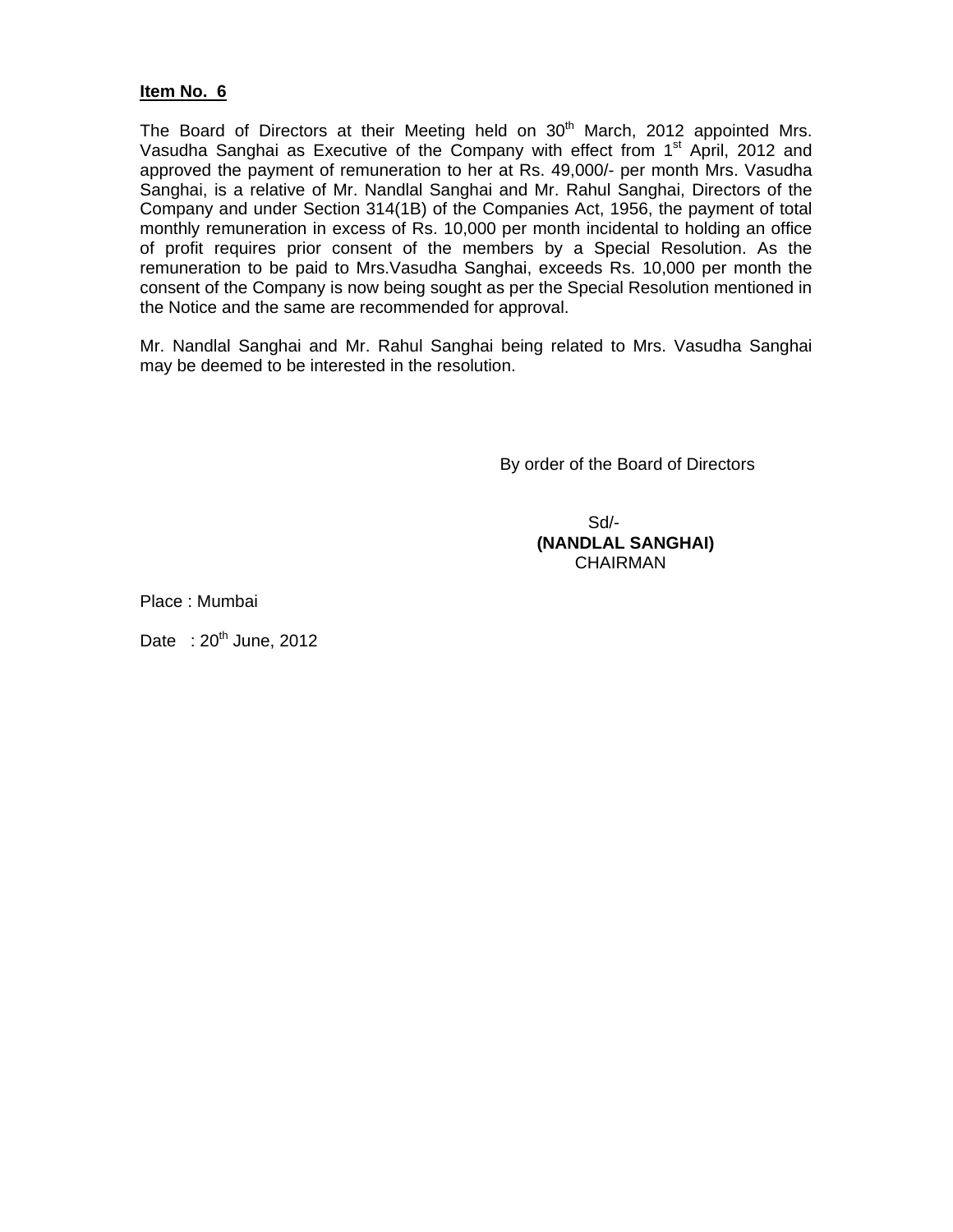**Item No. 6**

The Board of Directors at their Meeting held on 30th March, 2012 appointed Mrs. Vasudha Sanghai as Executive of the Company with effect from 1st April, 2012 and approved the payment of remuneration to her at Rs. 49,000/- per month Mrs. Vasudha Sanghai, is a relative of Mr. Nandlal Sanghai and Mr. Rahul Sanghai, Directors of the Company and under Section 314(1B) of the Companies Act, 1956, the payment of total monthly remuneration in excess of Rs. 10,000 per month incidental to holding an office of profit requires prior consent of the members by a Special Resolution. As the remuneration to be paid to Mrs.Vasudha Sanghai, exceeds Rs. 10,000 per month the consent of the Company is now being sought as per the Special Resolution mentioned in the Notice and the same are recommended for approval.

Mr. Nandlal Sanghai and Mr. Rahul Sanghai being related to Mrs. Vasudha Sanghai may be deemed to be interested in the resolution.

By order of the Board of Directors

Sd/-
**(NANDLAL SANGHAI)**
CHAIRMAN

Place : Mumbai

Date : 20th June, 2012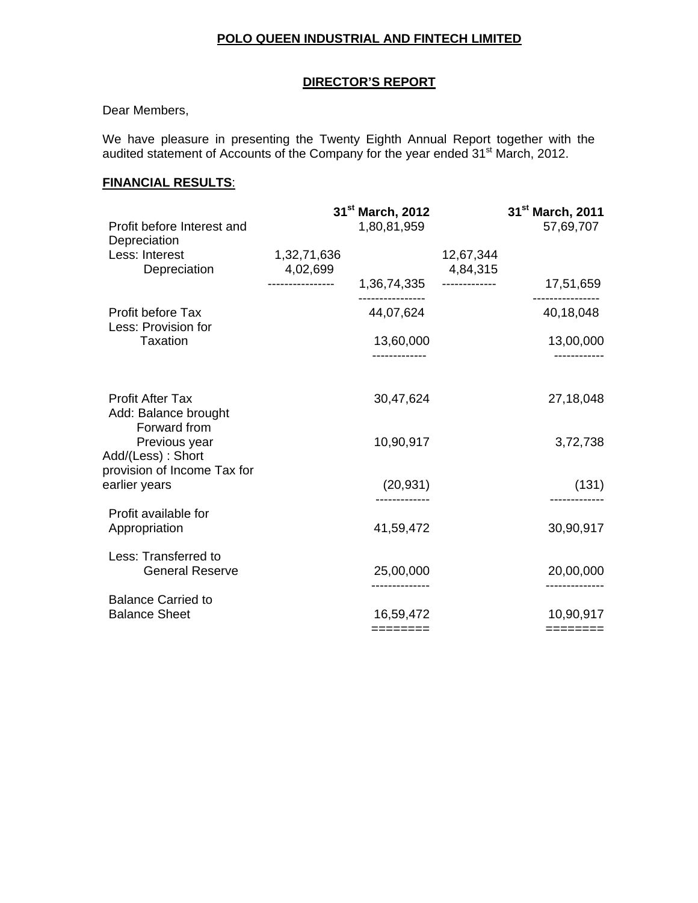**POLO QUEEN INDUSTRIAL AND FINTECH LIMITED**

**DIRECTOR'S REPORT**

Dear Members,

We have pleasure in presenting the Twenty Eighth Annual Report together with the audited statement of Accounts of the Company for the year ended 31st March, 2012.

**FINANCIAL RESULTS**:

| | | 31st March, 2012 | | 31st March, 2011 |
|---|---|---|---|---|
| Profit before Interest and Depreciation | | 1,80,81,959 | | 57,69,707 |
| Less: Interest | 1,32,71,636 | | 12,67,344 | |
| Depreciation | 4,02,699 | 1,36,74,335 | 4,84,315 | 17,51,659 |
| Profit before Tax | | 44,07,624 | | 40,18,048 |
| Less: Provision for Taxation | | 13,60,000 | | 13,00,000 |
| Profit After Tax | | 30,47,624 | | 27,18,048 |
| Add: Balance brought Forward from Previous year | | 10,90,917 | | 3,72,738 |
| Add/(Less) : Short provision of Income Tax for earlier years | | (20,931) | | (131) |
| Profit available for Appropriation | | 41,59,472 | | 30,90,917 |
| Less: Transferred to General Reserve | | 25,00,000 | | 20,00,000 |
| Balance Carried to Balance Sheet | | 16,59,472 | | 10,90,917 |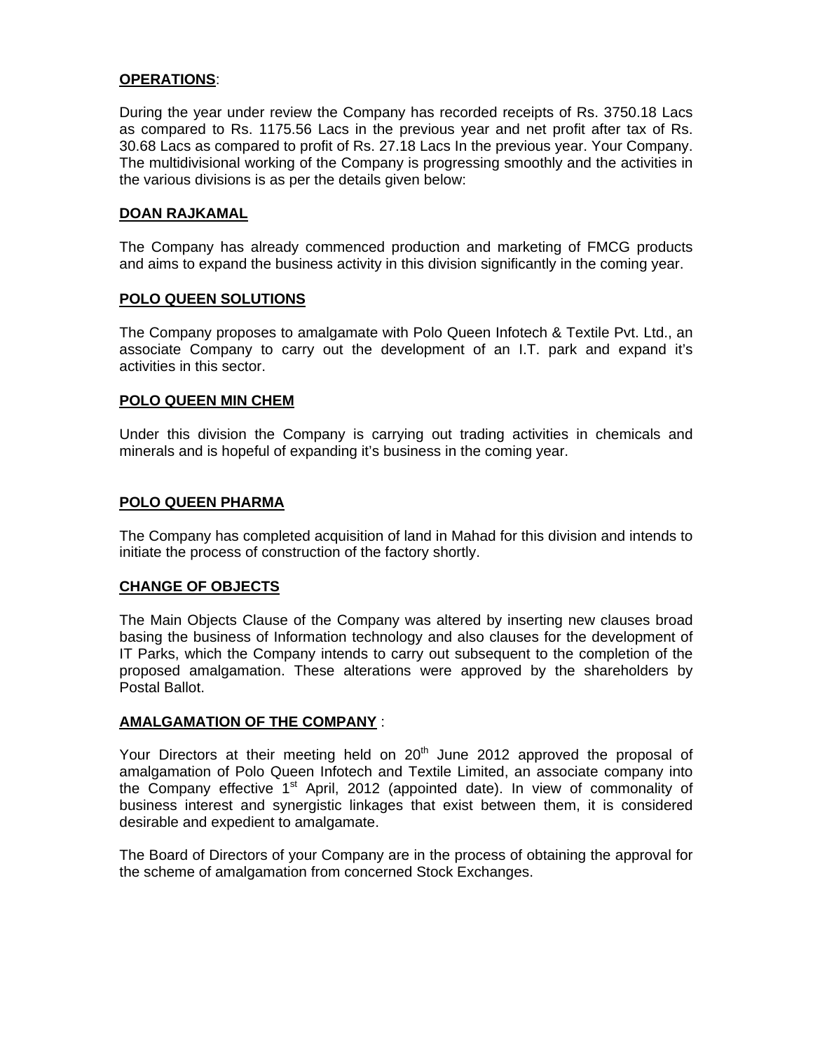**OPERATIONS**:

During the year under review the Company has recorded receipts of Rs. 3750.18 Lacs as compared to Rs. 1175.56 Lacs in the previous year and net profit after tax of Rs. 30.68 Lacs as compared to profit of Rs. 27.18 Lacs In the previous year. Your Company. The multidivisional working of the Company is progressing smoothly and the activities in the various divisions is as per the details given below:

**DOAN RAJKAMAL**

The Company has already commenced production and marketing of FMCG products and aims to expand the business activity in this division significantly in the coming year.

**POLO QUEEN SOLUTIONS**

The Company proposes to amalgamate with Polo Queen Infotech & Textile Pvt. Ltd., an associate Company to carry out the development of an I.T. park and expand it's activities in this sector.

**POLO QUEEN MIN CHEM**

Under this division the Company is carrying out trading activities in chemicals and minerals and is hopeful of expanding it's business in the coming year.

**POLO QUEEN PHARMA**

The Company has completed acquisition of land in Mahad for this division and intends to initiate the process of construction of the factory shortly.

**CHANGE OF OBJECTS**

The Main Objects Clause of the Company was altered by inserting new clauses broad basing the business of Information technology and also clauses for the development of IT Parks, which the Company intends to carry out subsequent to the completion of the proposed amalgamation. These alterations were approved by the shareholders by Postal Ballot.

**AMALGAMATION OF THE COMPANY** :

Your Directors at their meeting held on 20th June 2012 approved the proposal of amalgamation of Polo Queen Infotech and Textile Limited, an associate company into the Company effective 1st April, 2012 (appointed date). In view of commonality of business interest and synergistic linkages that exist between them, it is considered desirable and expedient to amalgamate.

The Board of Directors of your Company are in the process of obtaining the approval for the scheme of amalgamation from concerned Stock Exchanges.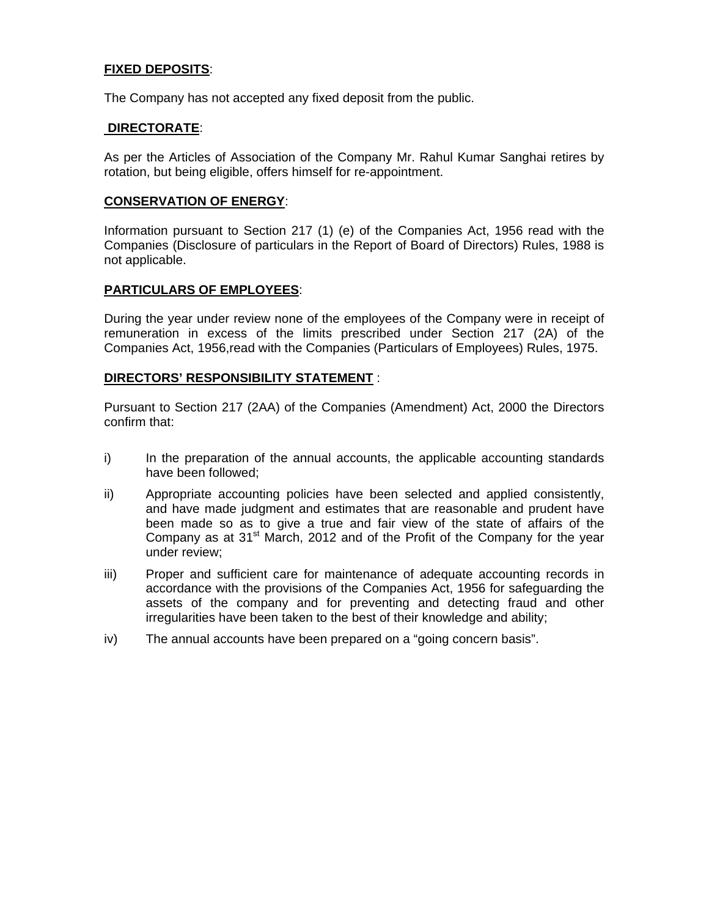**FIXED DEPOSITS**:

The Company has not accepted any fixed deposit from the public.

**DIRECTORATE**:

As per the Articles of Association of the Company Mr. Rahul Kumar Sanghai retires by rotation, but being eligible, offers himself for re-appointment.

**CONSERVATION OF ENERGY**:

Information pursuant to Section 217 (1) (e) of the Companies Act, 1956 read with the Companies (Disclosure of particulars in the Report of Board of Directors) Rules, 1988 is not applicable.

**PARTICULARS OF EMPLOYEES**:

During the year under review none of the employees of the Company were in receipt of remuneration in excess of the limits prescribed under Section 217 (2A) of the Companies Act, 1956,read with the Companies (Particulars of Employees) Rules, 1975.

**DIRECTORS' RESPONSIBILITY STATEMENT** :

Pursuant to Section 217 (2AA) of the Companies (Amendment) Act, 2000 the Directors confirm that:

i) In the preparation of the annual accounts, the applicable accounting standards have been followed;

ii) Appropriate accounting policies have been selected and applied consistently, and have made judgment and estimates that are reasonable and prudent have been made so as to give a true and fair view of the state of affairs of the Company as at 31st March, 2012 and of the Profit of the Company for the year under review;

iii) Proper and sufficient care for maintenance of adequate accounting records in accordance with the provisions of the Companies Act, 1956 for safeguarding the assets of the company and for preventing and detecting fraud and other irregularities have been taken to the best of their knowledge and ability;

iv) The annual accounts have been prepared on a "going concern basis".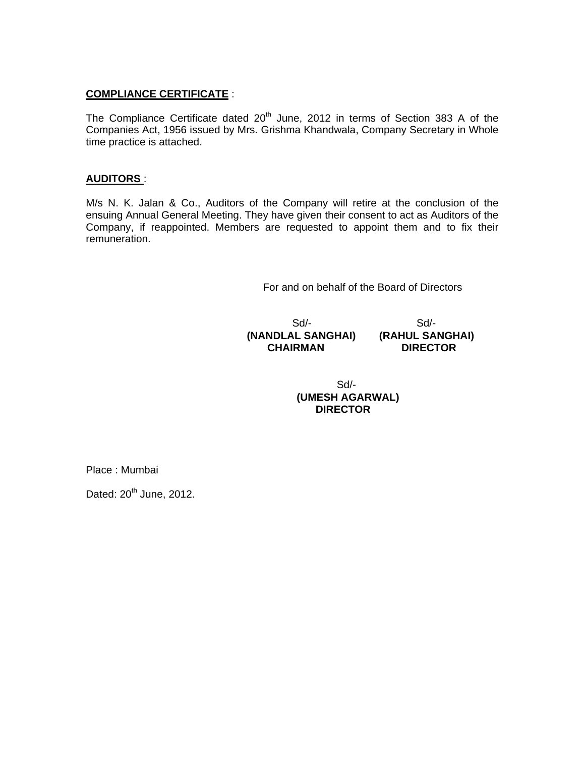**<u>COMPLIANCE CERTIFICATE</u>** :

The Compliance Certificate dated 20th June, 2012 in terms of Section 383 A of the Companies Act, 1956 issued by Mrs. Grishma Khandwala, Company Secretary in Whole time practice is attached.

**<u>AUDITORS</u>** :

M/s N. K. Jalan & Co., Auditors of the Company will retire at the conclusion of the ensuing Annual General Meeting. They have given their consent to act as Auditors of the Company, if reappointed. Members are requested to appoint them and to fix their remuneration.

For and on behalf of the Board of Directors

| | |
|---|---|
| Sd/- | Sd/- |
| **(NANDLAL SANGHAI)** | **(RAHUL SANGHAI)** |
| **CHAIRMAN** | **DIRECTOR** |

Sd/-
**(UMESH AGARWAL)**
**DIRECTOR**

Place : Mumbai

Dated: 20th June, 2012.